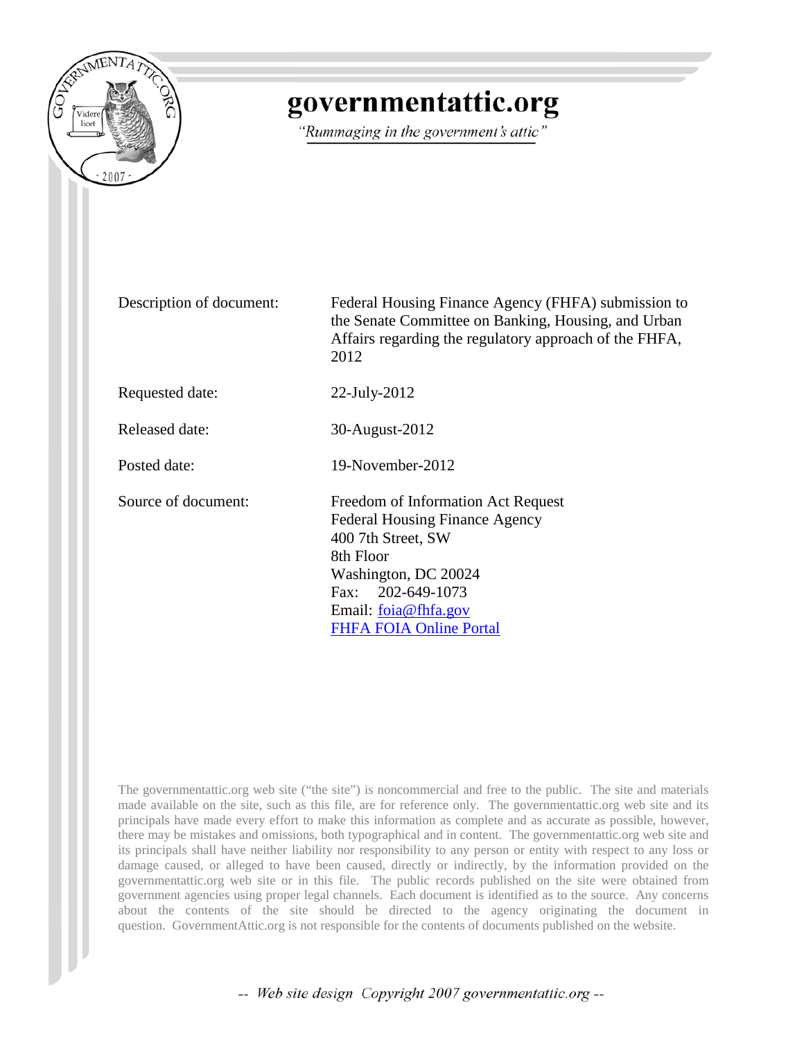# governmentattic.org

*"Rummaging in the government's attic"*

| | |
|---|---|
| Description of document: | Federal Housing Finance Agency (FHFA) submission to the Senate Committee on Banking, Housing, and Urban Affairs regarding the regulatory approach of the FHFA, 2012 |
| Requested date: | 22-July-2012 |
| Released date: | 30-August-2012 |
| Posted date: | 19-November-2012 |
| Source of document: | Freedom of Information Act Request<br>Federal Housing Finance Agency<br>400 7th Street, SW<br>8th Floor<br>Washington, DC 20024<br>Fax: 202-649-1073<br>Email: foia@fhfa.gov<br>FHFA FOIA Online Portal |

The governmentattic.org web site ("the site") is noncommercial and free to the public. The site and materials made available on the site, such as this file, are for reference only. The governmentattic.org web site and its principals have made every effort to make this information as complete and as accurate as possible, however, there may be mistakes and omissions, both typographical and in content. The governmentattic.org web site and its principals shall have neither liability nor responsibility to any person or entity with respect to any loss or damage caused, or alleged to have been caused, directly or indirectly, by the information provided on the governmentattic.org web site or in this file. The public records published on the site were obtained from government agencies using proper legal channels. Each document is identified as to the source. Any concerns about the contents of the site should be directed to the agency originating the document in question. GovernmentAttic.org is not responsible for the contents of documents published on the website.

*-- Web site design Copyright 2007 governmentattic.org --*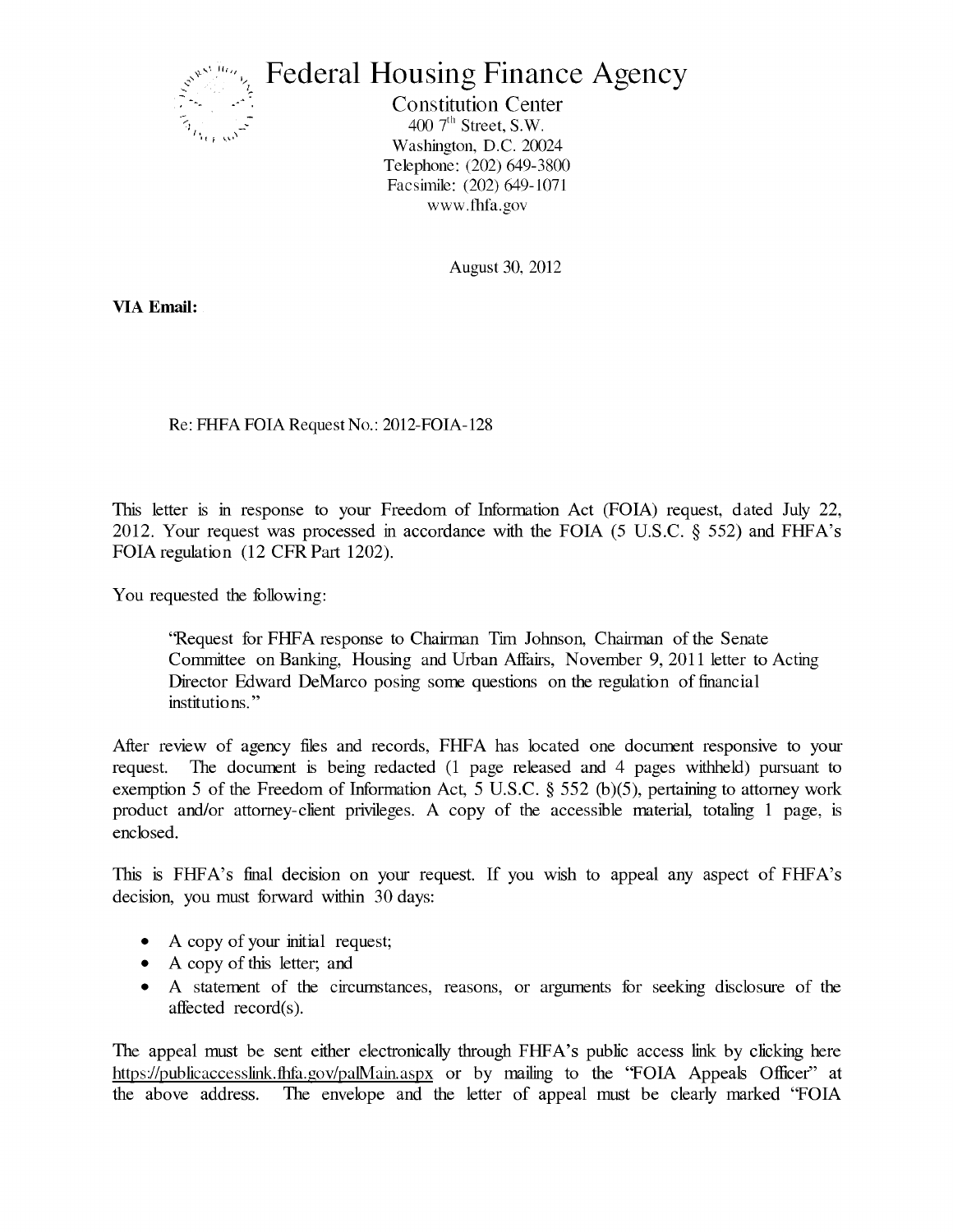# Federal Housing Finance Agency

Constitution Center
400 7th Street, S.W.
Washington, D.C. 20024
Telephone: (202) 649-3800
Facsimile: (202) 649-1071
www.fhfa.gov

August 30, 2012

**VIA Email:**

Re: FHFA FOIA Request No.: 2012-FOIA-128

This letter is in response to your Freedom of Information Act (FOIA) request, dated July 22, 2012. Your request was processed in accordance with the FOIA (5 U.S.C. § 552) and FHFA's FOIA regulation (12 CFR Part 1202).

You requested the following:

> "Request for FHFA response to Chairman Tim Johnson, Chairman of the Senate Committee on Banking, Housing and Urban Affairs, November 9, 2011 letter to Acting Director Edward DeMarco posing some questions on the regulation of financial institutions."

After review of agency files and records, FHFA has located one document responsive to your request. The document is being redacted (1 page released and 4 pages withheld) pursuant to exemption 5 of the Freedom of Information Act, 5 U.S.C. § 552 (b)(5), pertaining to attorney work product and/or attorney-client privileges. A copy of the accessible material, totaling 1 page, is enclosed.

This is FHFA's final decision on your request. If you wish to appeal any aspect of FHFA's decision, you must forward within 30 days:

- A copy of your initial request;
- A copy of this letter; and
- A statement of the circumstances, reasons, or arguments for seeking disclosure of the affected record(s).

The appeal must be sent either electronically through FHFA's public access link by clicking here https://publicaccesslink.fhfa.gov/palMain.aspx or by mailing to the "FOIA Appeals Officer" at the above address. The envelope and the letter of appeal must be clearly marked "FOIA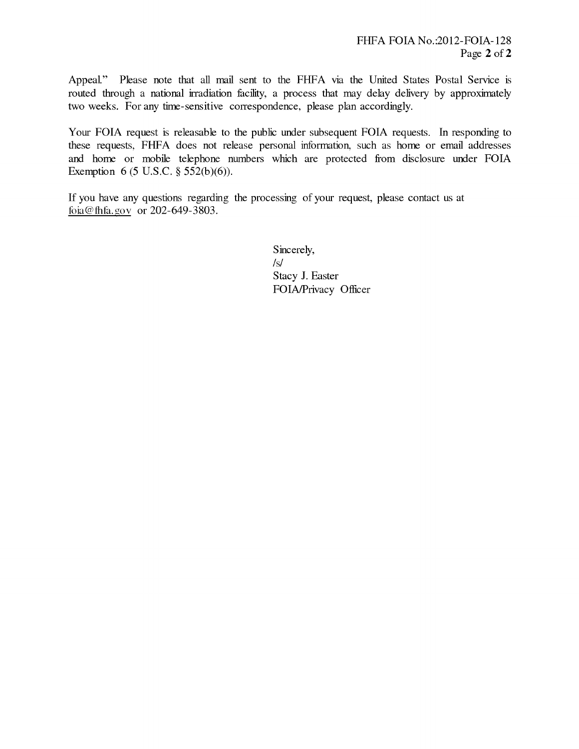Appeal." Please note that all mail sent to the FHFA via the United States Postal Service is routed through a national irradiation facility, a process that may delay delivery by approximately two weeks. For any time-sensitive correspondence, please plan accordingly.

Your FOIA request is releasable to the public under subsequent FOIA requests. In responding to these requests, FHFA does not release personal information, such as home or email addresses and home or mobile telephone numbers which are protected from disclosure under FOIA Exemption 6 (5 U.S.C. § 552(b)(6)).

If you have any questions regarding the processing of your request, please contact us at foia@fhfa.gov or 202-649-3803.

Sincerely,  
/s/  
Stacy J. Easter  
FOIA/Privacy Officer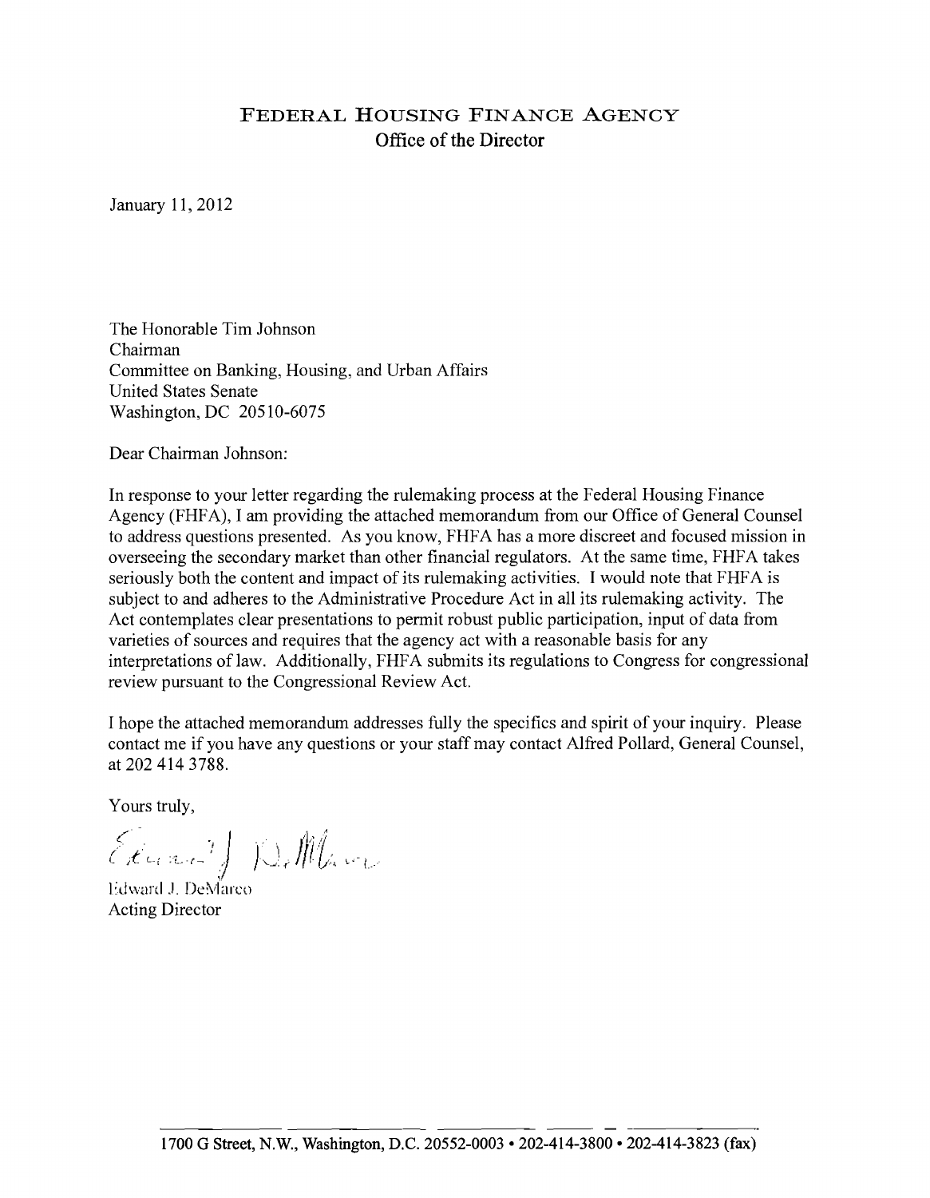# FEDERAL HOUSING FINANCE AGENCY

**Office of the Director**

January 11, 2012

The Honorable Tim Johnson
Chairman
Committee on Banking, Housing, and Urban Affairs
United States Senate
Washington, DC 20510-6075

Dear Chairman Johnson:

In response to your letter regarding the rulemaking process at the Federal Housing Finance Agency (FHFA), I am providing the attached memorandum from our Office of General Counsel to address questions presented. As you know, FHFA has a more discreet and focused mission in overseeing the secondary market than other financial regulators. At the same time, FHFA takes seriously both the content and impact of its rulemaking activities. I would note that FHFA is subject to and adheres to the Administrative Procedure Act in all its rulemaking activity. The Act contemplates clear presentations to permit robust public participation, input of data from varieties of sources and requires that the agency act with a reasonable basis for any interpretations of law. Additionally, FHFA submits its regulations to Congress for congressional review pursuant to the Congressional Review Act.

I hope the attached memorandum addresses fully the specifics and spirit of your inquiry. Please contact me if you have any questions or your staff may contact Alfred Pollard, General Counsel, at 202 414 3788.

Yours truly,

Edward J. DeMarco

Edward J. DeMarco
Acting Director

1700 G Street, N.W., Washington, D.C. 20552-0003 • 202-414-3800 • 202-414-3823 (fax)